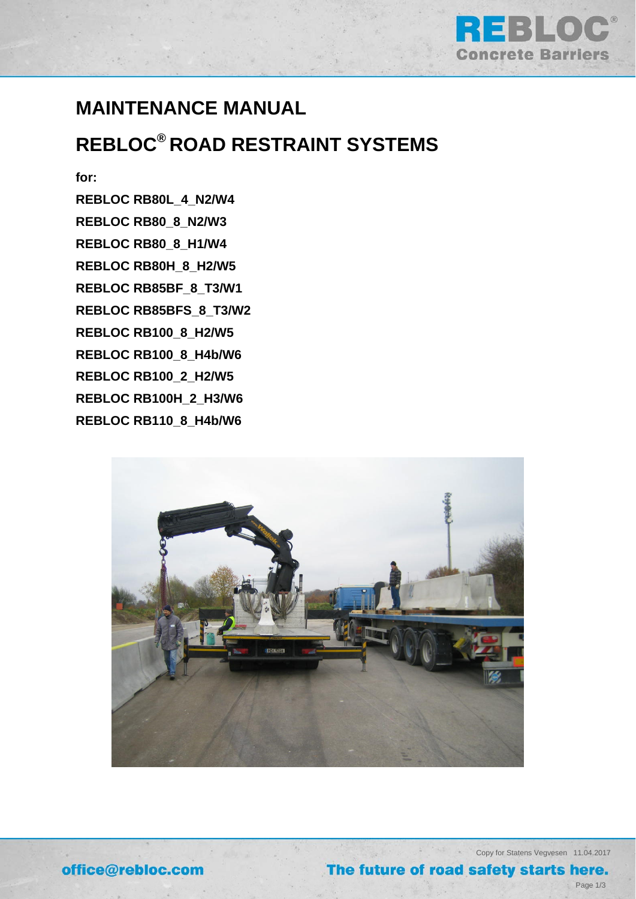# MAINTENANCE MANUAL

# REBLOC® ROAD RESTRAINT SYSTEMS

**for:**

**REBLOC RB80L_4_N2/W4**

**REBLOC RB80_8_N2/W3**

**REBLOC RB80_8_H1/W4**

**REBLOC RB80H_8_H2/W5**

**REBLOC RB85BF_8_T3/W1**

**REBLOC RB85BFS_8_T3/W2**

**REBLOC RB100_8_H2/W5**

**REBLOC RB100_8_H4b/W6**

**REBLOC RB100_2_H2/W5**

**REBLOC RB100H_2_H3/W6**

**REBLOC RB110_8_H4b/W6**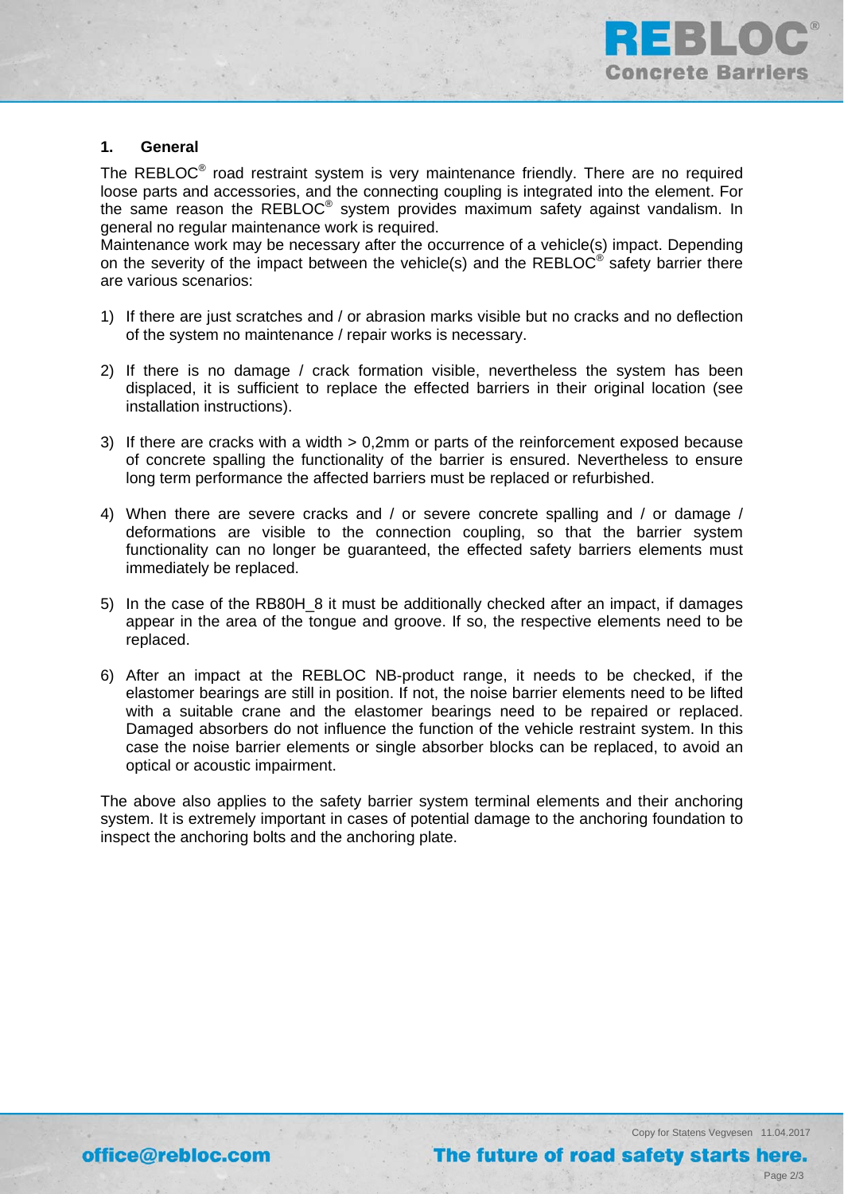## 1. General

The REBLOC® road restraint system is very maintenance friendly. There are no required loose parts and accessories, and the connecting coupling is integrated into the element. For the same reason the REBLOC® system provides maximum safety against vandalism. In general no regular maintenance work is required.
Maintenance work may be necessary after the occurrence of a vehicle(s) impact. Depending on the severity of the impact between the vehicle(s) and the REBLOC® safety barrier there are various scenarios:

1) If there are just scratches and / or abrasion marks visible but no cracks and no deflection of the system no maintenance / repair works is necessary.

2) If there is no damage / crack formation visible, nevertheless the system has been displaced, it is sufficient to replace the effected barriers in their original location (see installation instructions).

3) If there are cracks with a width > 0,2mm or parts of the reinforcement exposed because of concrete spalling the functionality of the barrier is ensured. Nevertheless to ensure long term performance the affected barriers must be replaced or refurbished.

4) When there are severe cracks and / or severe concrete spalling and / or damage / deformations are visible to the connection coupling, so that the barrier system functionality can no longer be guaranteed, the effected safety barriers elements must immediately be replaced.

5) In the case of the RB80H_8 it must be additionally checked after an impact, if damages appear in the area of the tongue and groove. If so, the respective elements need to be replaced.

6) After an impact at the REBLOC NB-product range, it needs to be checked, if the elastomer bearings are still in position. If not, the noise barrier elements need to be lifted with a suitable crane and the elastomer bearings need to be repaired or replaced. Damaged absorbers do not influence the function of the vehicle restraint system. In this case the noise barrier elements or single absorber blocks can be replaced, to avoid an optical or acoustic impairment.

The above also applies to the safety barrier system terminal elements and their anchoring system. It is extremely important in cases of potential damage to the anchoring foundation to inspect the anchoring bolts and the anchoring plate.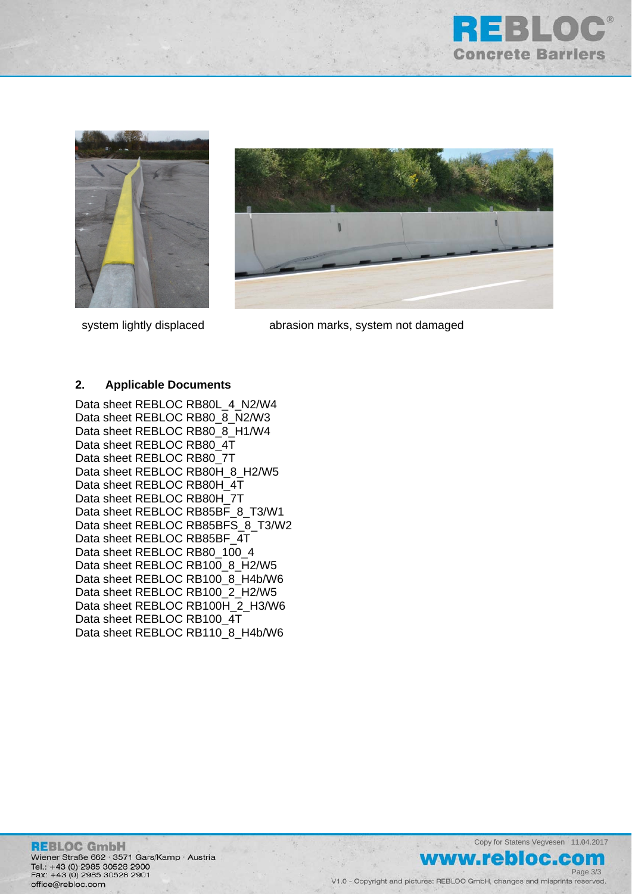system lightly displaced

abrasion marks, system not damaged

## 2. Applicable Documents

Data sheet REBLOC RB80L_4_N2/W4
Data sheet REBLOC RB80_8_N2/W3
Data sheet REBLOC RB80_8_H1/W4
Data sheet REBLOC RB80_4T
Data sheet REBLOC RB80_7T
Data sheet REBLOC RB80H_8_H2/W5
Data sheet REBLOC RB80H_4T
Data sheet REBLOC RB80H_7T
Data sheet REBLOC RB85BF_8_T3/W1
Data sheet REBLOC RB85BFS_8_T3/W2
Data sheet REBLOC RB85BF_4T
Data sheet REBLOC RB80_100_4
Data sheet REBLOC RB100_8_H2/W5
Data sheet REBLOC RB100_8_H4b/W6
Data sheet REBLOC RB100_2_H2/W5
Data sheet REBLOC RB100H_2_H3/W6
Data sheet REBLOC RB100_4T
Data sheet REBLOC RB110_8_H4b/W6